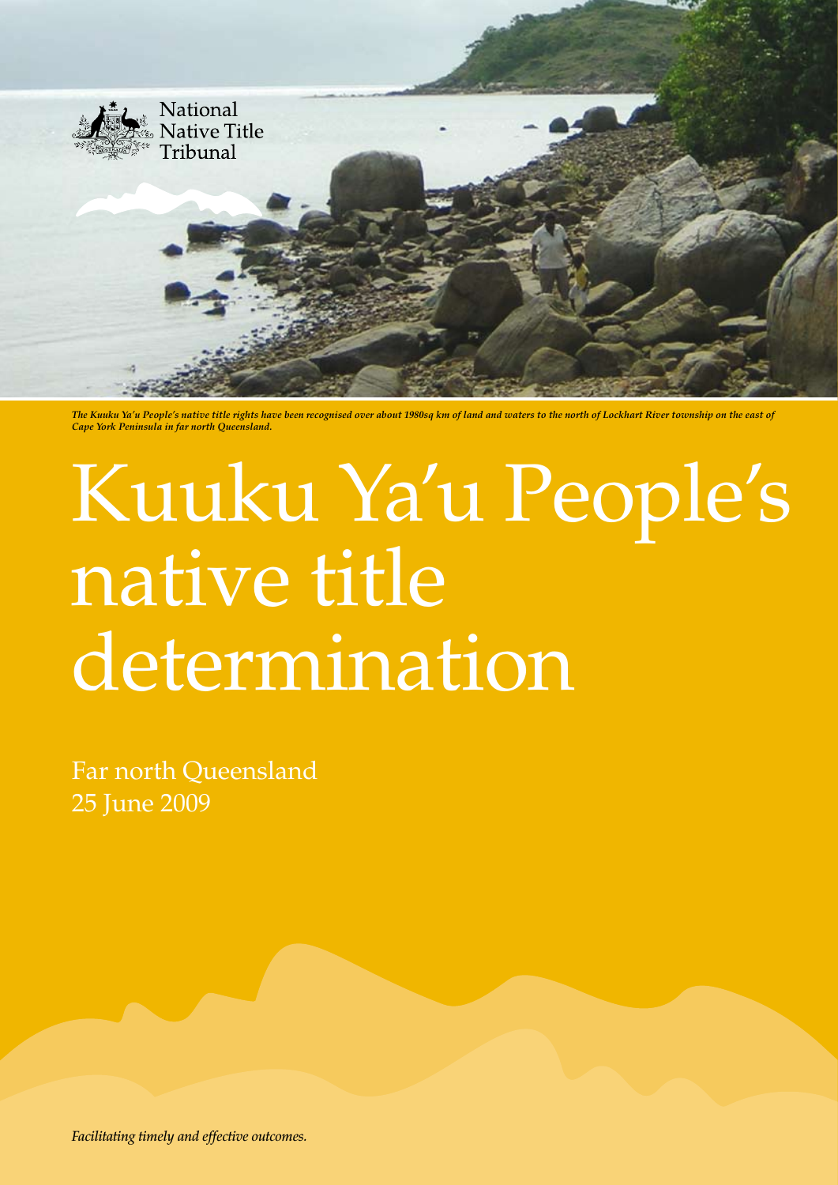National Native Title Tribunal

*The Kuuku Ya'u People's native title rights have been recognised over about 1980sq km of land and waters to the north of Lockhart River township on the east of Cape York Peninsula in far north Queensland.*

# Kuuku Ya'u People's native title determination

Far north Queensland
25 June 2009

*Facilitating timely and effective outcomes.*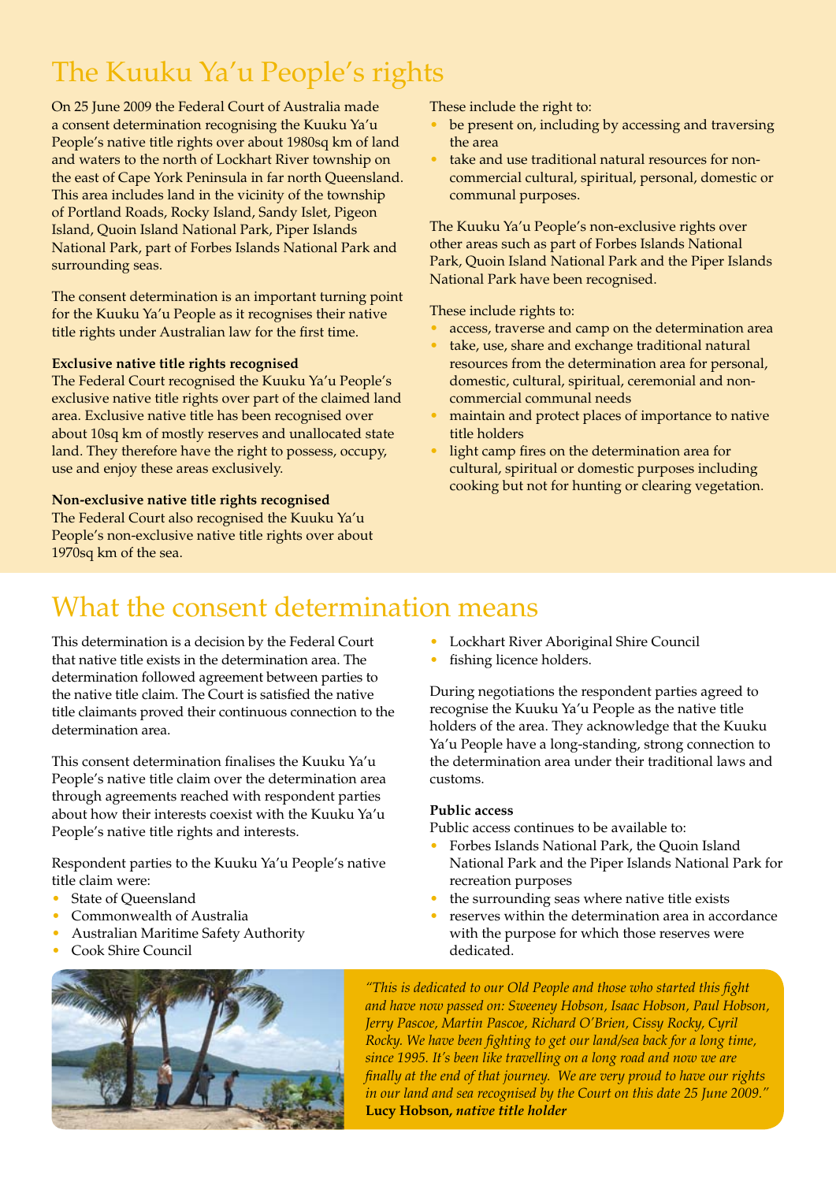# The Kuuku Ya'u People's rights

On 25 June 2009 the Federal Court of Australia made a consent determination recognising the Kuuku Ya'u People's native title rights over about 1980sq km of land and waters to the north of Lockhart River township on the east of Cape York Peninsula in far north Queensland. This area includes land in the vicinity of the township of Portland Roads, Rocky Island, Sandy Islet, Pigeon Island, Quoin Island National Park, Piper Islands National Park, part of Forbes Islands National Park and surrounding seas.

The consent determination is an important turning point for the Kuuku Ya'u People as it recognises their native title rights under Australian law for the first time.

**Exclusive native title rights recognised**

The Federal Court recognised the Kuuku Ya'u People's exclusive native title rights over part of the claimed land area. Exclusive native title has been recognised over about 10sq km of mostly reserves and unallocated state land. They therefore have the right to possess, occupy, use and enjoy these areas exclusively.

**Non-exclusive native title rights recognised**

The Federal Court also recognised the Kuuku Ya'u People's non-exclusive native title rights over about 1970sq km of the sea.

These include the right to:

- be present on, including by accessing and traversing the area
- take and use traditional natural resources for non-commercial cultural, spiritual, personal, domestic or communal purposes.

The Kuuku Ya'u People's non-exclusive rights over other areas such as part of Forbes Islands National Park, Quoin Island National Park and the Piper Islands National Park have been recognised.

These include rights to:

- access, traverse and camp on the determination area
- take, use, share and exchange traditional natural resources from the determination area for personal, domestic, cultural, spiritual, ceremonial and non-commercial communal needs
- maintain and protect places of importance to native title holders
- light camp fires on the determination area for cultural, spiritual or domestic purposes including cooking but not for hunting or clearing vegetation.

# What the consent determination means

This determination is a decision by the Federal Court that native title exists in the determination area. The determination followed agreement between parties to the native title claim. The Court is satisfied the native title claimants proved their continuous connection to the determination area.

This consent determination finalises the Kuuku Ya'u People's native title claim over the determination area through agreements reached with respondent parties about how their interests coexist with the Kuuku Ya'u People's native title rights and interests.

Respondent parties to the Kuuku Ya'u People's native title claim were:

- State of Queensland
- Commonwealth of Australia
- Australian Maritime Safety Authority
- Cook Shire Council
- Lockhart River Aboriginal Shire Council
- fishing licence holders.

During negotiations the respondent parties agreed to recognise the Kuuku Ya'u People as the native title holders of the area. They acknowledge that the Kuuku Ya'u People have a long-standing, strong connection to the determination area under their traditional laws and customs.

**Public access**

Public access continues to be available to:

- Forbes Islands National Park, the Quoin Island National Park and the Piper Islands National Park for recreation purposes
- the surrounding seas where native title exists
- reserves within the determination area in accordance with the purpose for which those reserves were dedicated.

*"This is dedicated to our Old People and those who started this fight and have now passed on: Sweeney Hobson, Isaac Hobson, Paul Hobson, Jerry Pascoe, Martin Pascoe, Richard O'Brien, Cissy Rocky, Cyril Rocky. We have been fighting to get our land/sea back for a long time, since 1995. It's been like travelling on a long road and now we are finally at the end of that journey. We are very proud to have our rights in our land and sea recognised by the Court on this date 25 June 2009."*

**Lucy Hobson,** ***native title holder***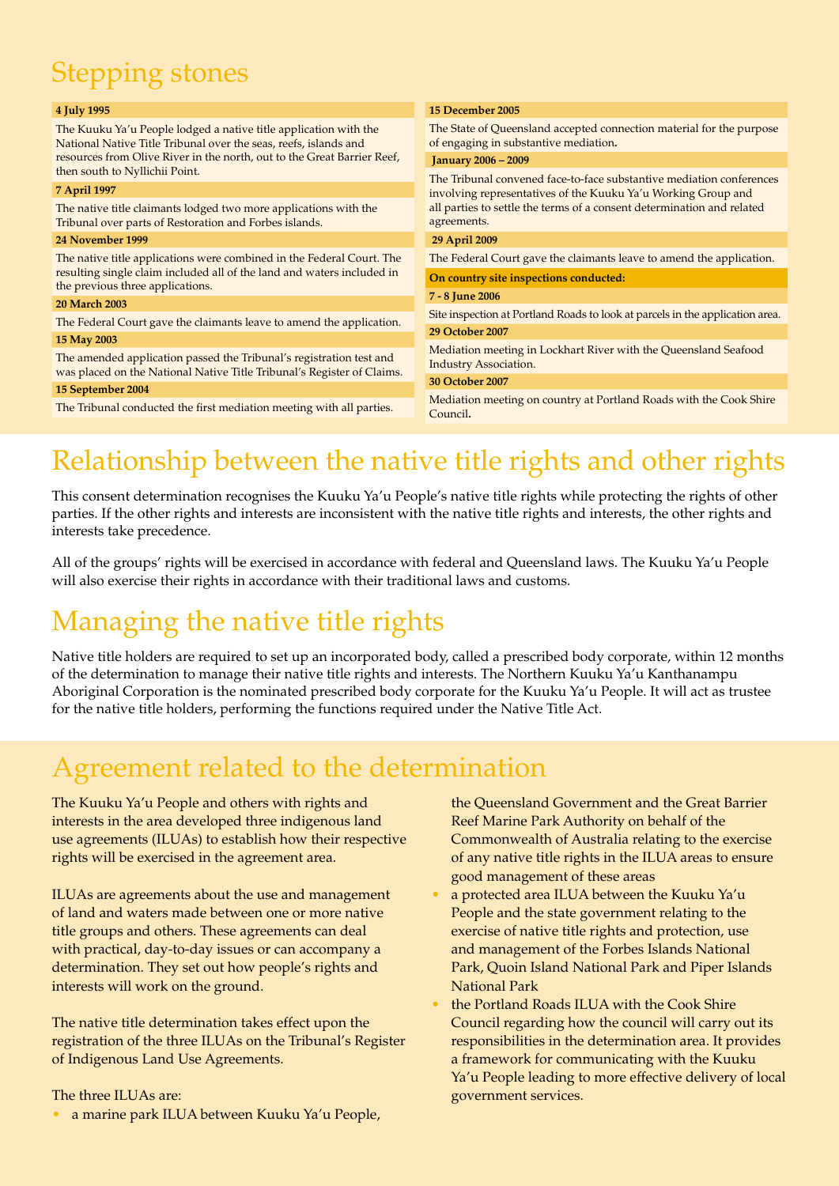## Stepping stones

**4 July 1995**

The Kuuku Ya'u People lodged a native title application with the National Native Title Tribunal over the seas, reefs, islands and resources from Olive River in the north, out to the Great Barrier Reef, then south to Nyllichii Point.

**7 April 1997**

The native title claimants lodged two more applications with the Tribunal over parts of Restoration and Forbes islands.

**24 November 1999**

The native title applications were combined in the Federal Court. The resulting single claim included all of the land and waters included in the previous three applications.

**20 March 2003**

The Federal Court gave the claimants leave to amend the application.

**15 May 2003**

The amended application passed the Tribunal's registration test and was placed on the National Native Title Tribunal's Register of Claims.

**15 September 2004**

The Tribunal conducted the first mediation meeting with all parties.

**15 December 2005**

The State of Queensland accepted connection material for the purpose of engaging in substantive mediation**.**

**January 2006 – 2009**

The Tribunal convened face-to-face substantive mediation conferences involving representatives of the Kuuku Ya'u Working Group and all parties to settle the terms of a consent determination and related agreements.

**29 April 2009**

The Federal Court gave the claimants leave to amend the application.

**On country site inspections conducted:**

**7 - 8 June 2006**

Site inspection at Portland Roads to look at parcels in the application area.

**29 October 2007**

Mediation meeting in Lockhart River with the Queensland Seafood Industry Association.

**30 October 2007**

Mediation meeting on country at Portland Roads with the Cook Shire Council**.**

## Relationship between the native title rights and other rights

This consent determination recognises the Kuuku Ya'u People's native title rights while protecting the rights of other parties. If the other rights and interests are inconsistent with the native title rights and interests, the other rights and interests take precedence.

All of the groups' rights will be exercised in accordance with federal and Queensland laws. The Kuuku Ya'u People will also exercise their rights in accordance with their traditional laws and customs.

## Managing the native title rights

Native title holders are required to set up an incorporated body, called a prescribed body corporate, within 12 months of the determination to manage their native title rights and interests. The Northern Kuuku Ya'u Kanthanampu Aboriginal Corporation is the nominated prescribed body corporate for the Kuuku Ya'u People. It will act as trustee for the native title holders, performing the functions required under the Native Title Act.

## Agreement related to the determination

The Kuuku Ya'u People and others with rights and interests in the area developed three indigenous land use agreements (ILUAs) to establish how their respective rights will be exercised in the agreement area.

ILUAs are agreements about the use and management of land and waters made between one or more native title groups and others. These agreements can deal with practical, day-to-day issues or can accompany a determination. They set out how people's rights and interests will work on the ground.

The native title determination takes effect upon the registration of the three ILUAs on the Tribunal's Register of Indigenous Land Use Agreements.

The three ILUAs are:

- a marine park ILUA between Kuuku Ya'u People, the Queensland Government and the Great Barrier Reef Marine Park Authority on behalf of the Commonwealth of Australia relating to the exercise of any native title rights in the ILUA areas to ensure good management of these areas
- a protected area ILUA between the Kuuku Ya'u People and the state government relating to the exercise of native title rights and protection, use and management of the Forbes Islands National Park, Quoin Island National Park and Piper Islands National Park
- the Portland Roads ILUA with the Cook Shire Council regarding how the council will carry out its responsibilities in the determination area. It provides a framework for communicating with the Kuuku Ya'u People leading to more effective delivery of local government services.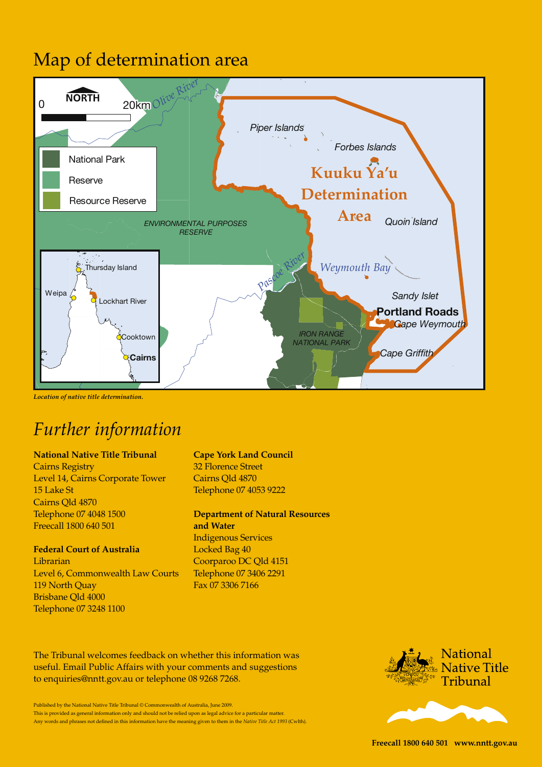# Map of determination area

NORTH

0 20km

National Park

Reserve

Resource Reserve

Olive River

Piper Islands

Forbes Islands

Kuuku Ya'u Determination Area

Quoin Island

ENVIRONMENTAL PURPOSES RESERVE

Pascoe River

Weymouth Bay

Sandy Islet

Portland Roads

Cape Weymouth

IRON RANGE NATIONAL PARK

Cape Griffith

Thursday Island

Weipa

Lockhart River

Cooktown

Cairns

*Location of native title determination.*

## *Further information*

**National Native Title Tribunal**
Cairns Registry
Level 14, Cairns Corporate Tower
15 Lake St
Cairns Qld 4870
Telephone 07 4048 1500
Freecall 1800 640 501

**Federal Court of Australia**
Librarian
Level 6, Commonwealth Law Courts
119 North Quay
Brisbane Qld 4000
Telephone 07 3248 1100

**Cape York Land Council**
32 Florence Street
Cairns Qld 4870
Telephone 07 4053 9222

**Department of Natural Resources and Water**
Indigenous Services
Locked Bag 40
Coorparoo DC Qld 4151
Telephone 07 3406 2291
Fax 07 3306 7166

The Tribunal welcomes feedback on whether this information was useful. Email Public Affairs with your comments and suggestions to enquiries@nntt.gov.au or telephone 08 9268 7268.

Published by the National Native Title Tribunal © Commonwealth of Australia, June 2009.
This is provided as general information only and should not be relied upon as legal advice for a particular matter.
Any words and phrases not defined in this information have the meaning given to them in the *Native Title Act 1993* (Cwlth).

National Native Title Tribunal

**Freecall 1800 640 501 www.nntt.gov.au**